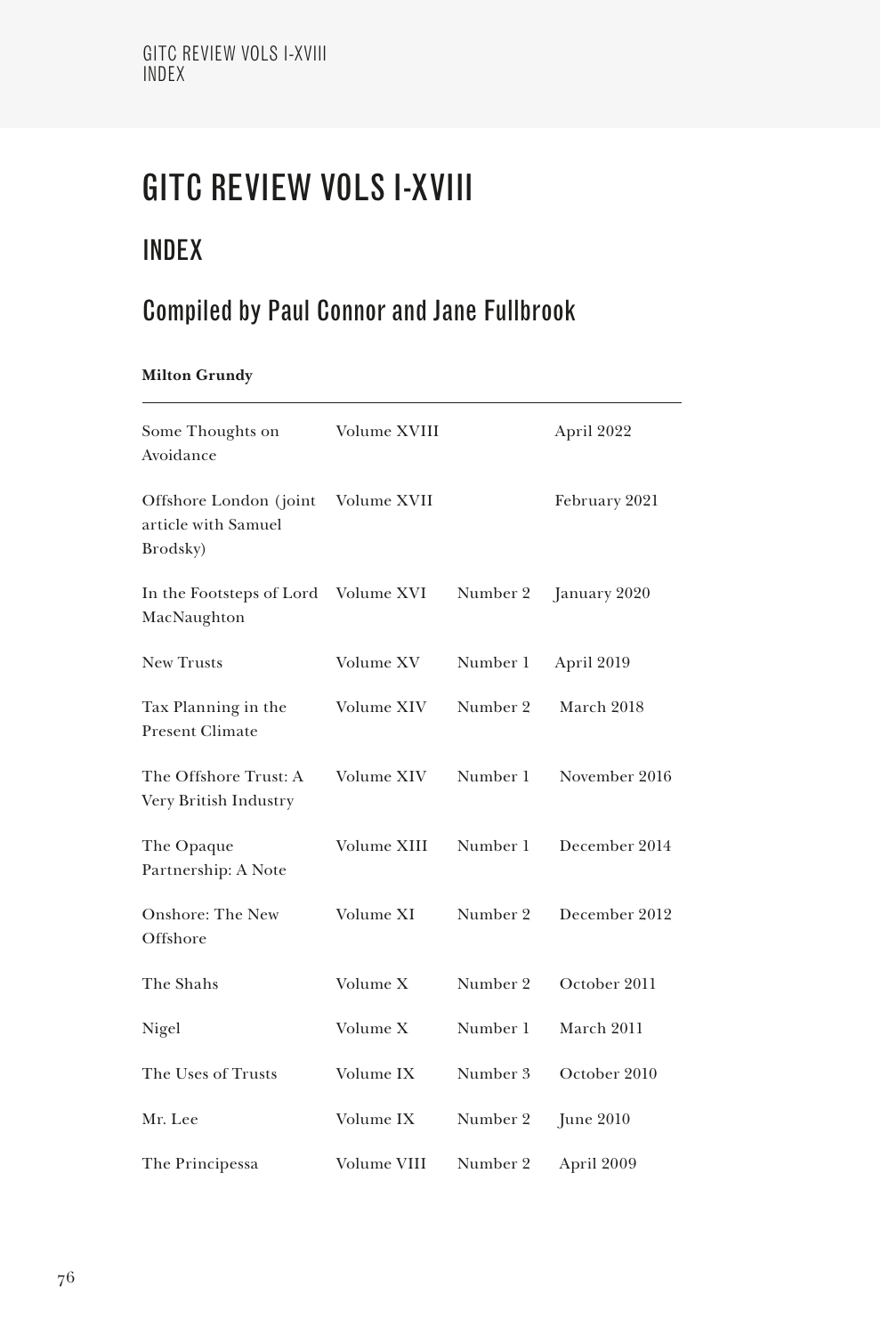# GITC REVIEW VOLS I-XVIII

## INDEX

## Compiled by Paul Connor and Jane Fullbrook

**Milton Grundy**

| | | | |
|---|---|---|---|
| Some Thoughts on Avoidance | Volume XVIII | | April 2022 |
| Offshore London (joint article with Samuel Brodsky) | Volume XVII | | February 2021 |
| In the Footsteps of Lord MacNaughton | Volume XVI | Number 2 | January 2020 |
| New Trusts | Volume XV | Number 1 | April 2019 |
| Tax Planning in the Present Climate | Volume XIV | Number 2 | March 2018 |
| The Offshore Trust: A Very British Industry | Volume XIV | Number 1 | November 2016 |
| The Opaque Partnership: A Note | Volume XIII | Number 1 | December 2014 |
| Onshore: The New Offshore | Volume XI | Number 2 | December 2012 |
| The Shahs | Volume X | Number 2 | October 2011 |
| Nigel | Volume X | Number 1 | March 2011 |
| The Uses of Trusts | Volume IX | Number 3 | October 2010 |
| Mr. Lee | Volume IX | Number 2 | June 2010 |
| The Principessa | Volume VIII | Number 2 | April 2009 |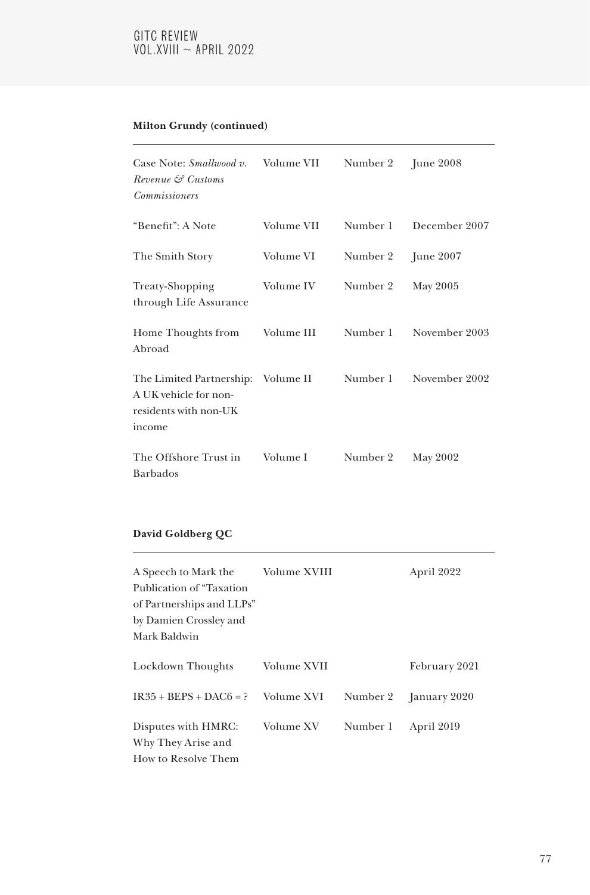**Milton Grundy (continued)**

| | | | |
|---|---|---|---|
| Case Note: *Smallwood v. Revenue & Customs Commissioners* | Volume VII | Number 2 | June 2008 |
| "Benefit": A Note | Volume VII | Number 1 | December 2007 |
| The Smith Story | Volume VI | Number 2 | June 2007 |
| Treaty-Shopping through Life Assurance | Volume IV | Number 2 | May 2005 |
| Home Thoughts from Abroad | Volume III | Number 1 | November 2003 |
| The Limited Partnership: A UK vehicle for non-residents with non-UK income | Volume II | Number 1 | November 2002 |
| The Offshore Trust in Barbados | Volume I | Number 2 | May 2002 |

**David Goldberg QC**

| | | | |
|---|---|---|---|
| A Speech to Mark the Publication of "Taxation of Partnerships and LLPs" by Damien Crossley and Mark Baldwin | Volume XVIII | | April 2022 |
| Lockdown Thoughts | Volume XVII | | February 2021 |
| IR35 + BEPS + DAC6 = ? | Volume XVI | Number 2 | January 2020 |
| Disputes with HMRC: Why They Arise and How to Resolve Them | Volume XV | Number 1 | April 2019 |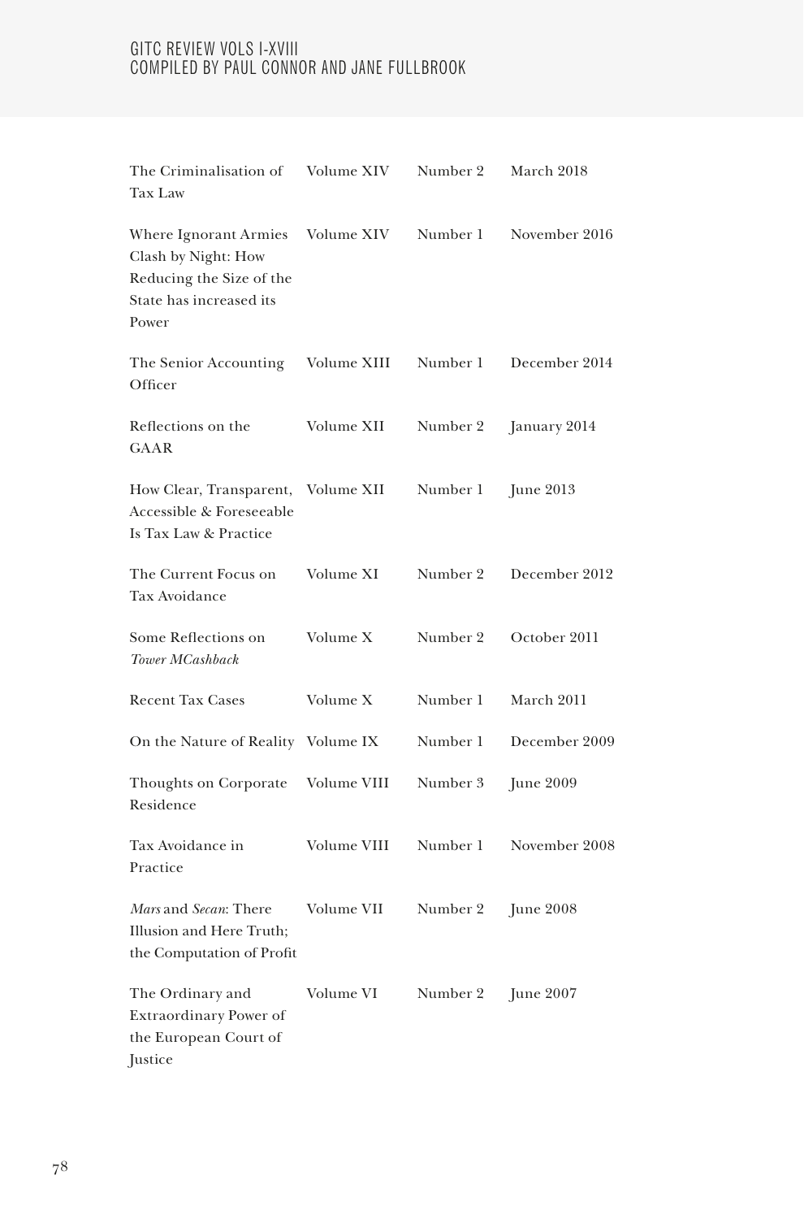| | | | |
|---|---|---|---|
| The Criminalisation of Tax Law | Volume XIV | Number 2 | March 2018 |
| Where Ignorant Armies Clash by Night: How Reducing the Size of the State has increased its Power | Volume XIV | Number 1 | November 2016 |
| The Senior Accounting Officer | Volume XIII | Number 1 | December 2014 |
| Reflections on the GAAR | Volume XII | Number 2 | January 2014 |
| How Clear, Transparent, Accessible & Foreseeable Is Tax Law & Practice | Volume XII | Number 1 | June 2013 |
| The Current Focus on Tax Avoidance | Volume XI | Number 2 | December 2012 |
| Some Reflections on *Tower MCashback* | Volume X | Number 2 | October 2011 |
| Recent Tax Cases | Volume X | Number 1 | March 2011 |
| On the Nature of Reality | Volume IX | Number 1 | December 2009 |
| Thoughts on Corporate Residence | Volume VIII | Number 3 | June 2009 |
| Tax Avoidance in Practice | Volume VIII | Number 1 | November 2008 |
| *Mars* and *Secan*: There Illusion and Here Truth; the Computation of Profit | Volume VII | Number 2 | June 2008 |
| The Ordinary and Extraordinary Power of the European Court of Justice | Volume VI | Number 2 | June 2007 |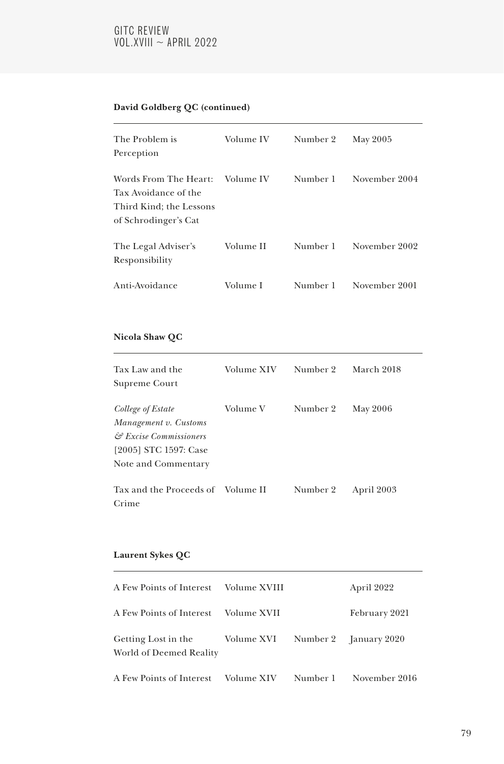**David Goldberg QC (continued)**

| | | | |
|---|---|---|---|
| The Problem is Perception | Volume IV | Number 2 | May 2005 |
| Words From The Heart: Tax Avoidance of the Third Kind; the Lessons of Schrodinger's Cat | Volume IV | Number 1 | November 2004 |
| The Legal Adviser's Responsibility | Volume II | Number 1 | November 2002 |
| Anti-Avoidance | Volume I | Number 1 | November 2001 |

**Nicola Shaw QC**

| | | | |
|---|---|---|---|
| Tax Law and the Supreme Court | Volume XIV | Number 2 | March 2018 |
| *College of Estate Management v. Customs & Excise Commissioners* [2005] STC 1597: Case Note and Commentary | Volume V | Number 2 | May 2006 |
| Tax and the Proceeds of Crime | Volume II | Number 2 | April 2003 |

**Laurent Sykes QC**

| | | | |
|---|---|---|---|
| A Few Points of Interest | Volume XVIII | | April 2022 |
| A Few Points of Interest | Volume XVII | | February 2021 |
| Getting Lost in the World of Deemed Reality | Volume XVI | Number 2 | January 2020 |
| A Few Points of Interest | Volume XIV | Number 1 | November 2016 |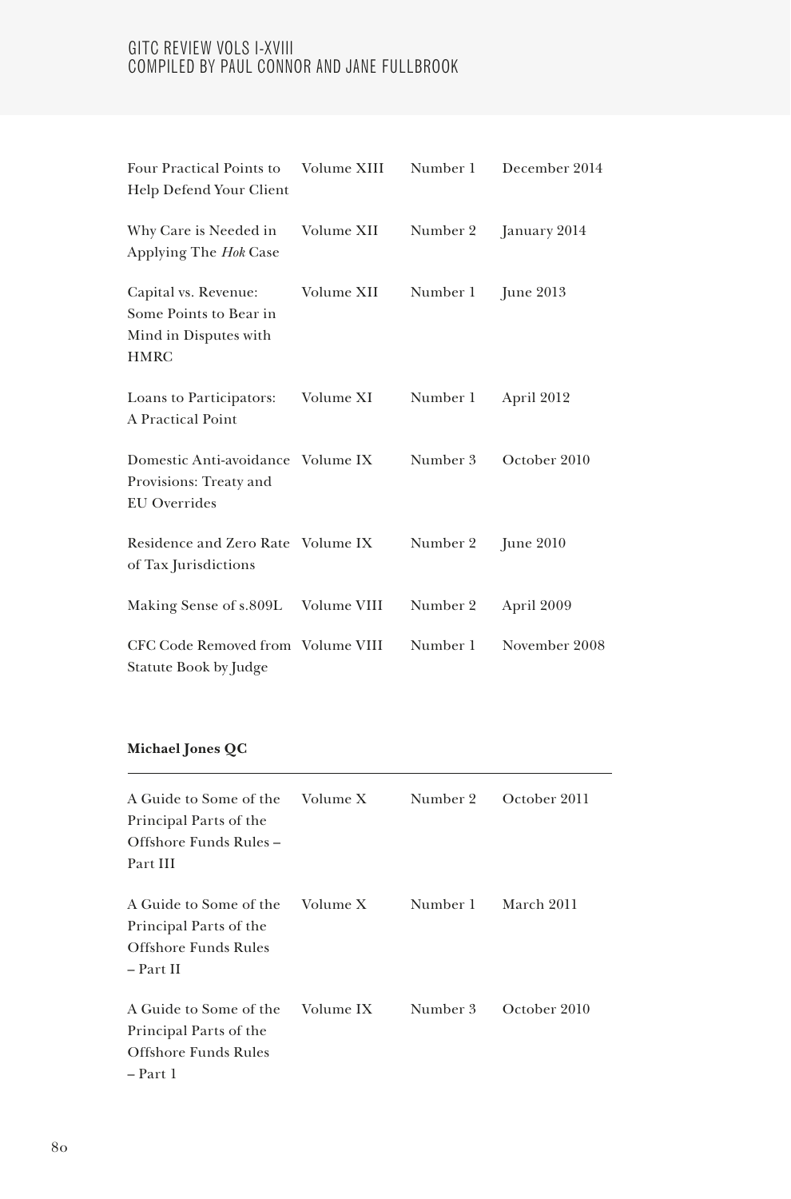| | | | |
|---|---|---|---|
| Four Practical Points to Help Defend Your Client | Volume XIII | Number 1 | December 2014 |
| Why Care is Needed in Applying The *Hok* Case | Volume XII | Number 2 | January 2014 |
| Capital vs. Revenue: Some Points to Bear in Mind in Disputes with HMRC | Volume XII | Number 1 | June 2013 |
| Loans to Participators: A Practical Point | Volume XI | Number 1 | April 2012 |
| Domestic Anti-avoidance Provisions: Treaty and EU Overrides | Volume IX | Number 3 | October 2010 |
| Residence and Zero Rate of Tax Jurisdictions | Volume IX | Number 2 | June 2010 |
| Making Sense of s.809L | Volume VIII | Number 2 | April 2009 |
| CFC Code Removed from Statute Book by Judge | Volume VIII | Number 1 | November 2008 |

**Michael Jones QC**

| | | | |
|---|---|---|---|
| A Guide to Some of the Principal Parts of the Offshore Funds Rules – Part III | Volume X | Number 2 | October 2011 |
| A Guide to Some of the Principal Parts of the Offshore Funds Rules – Part II | Volume X | Number 1 | March 2011 |
| A Guide to Some of the Principal Parts of the Offshore Funds Rules – Part 1 | Volume IX | Number 3 | October 2010 |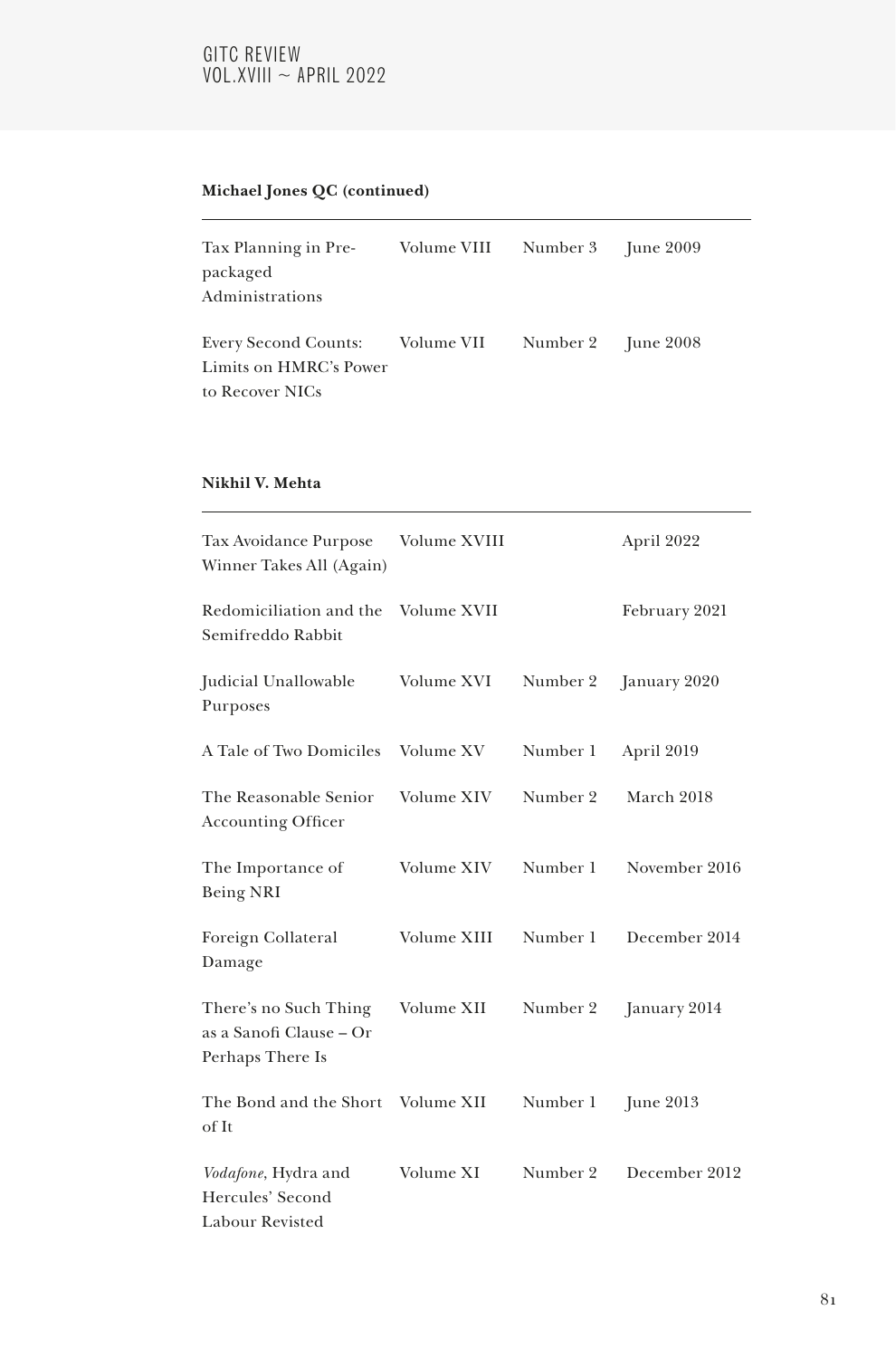**Michael Jones QC (continued)**

| | | | |
|---|---|---|---|
| Tax Planning in Pre-packaged Administrations | Volume VIII | Number 3 | June 2009 |
| Every Second Counts: Limits on HMRC's Power to Recover NICs | Volume VII | Number 2 | June 2008 |

**Nikhil V. Mehta**

| | | | |
|---|---|---|---|
| Tax Avoidance Purpose Winner Takes All (Again) | Volume XVIII | | April 2022 |
| Redomiciliation and the Semifreddo Rabbit | Volume XVII | | February 2021 |
| Judicial Unallowable Purposes | Volume XVI | Number 2 | January 2020 |
| A Tale of Two Domiciles | Volume XV | Number 1 | April 2019 |
| The Reasonable Senior Accounting Officer | Volume XIV | Number 2 | March 2018 |
| The Importance of Being NRI | Volume XIV | Number 1 | November 2016 |
| Foreign Collateral Damage | Volume XIII | Number 1 | December 2014 |
| There's no Such Thing as a Sanofi Clause – Or Perhaps There Is | Volume XII | Number 2 | January 2014 |
| The Bond and the Short of It | Volume XII | Number 1 | June 2013 |
| *Vodafone*, Hydra and Hercules' Second Labour Revisted | Volume XI | Number 2 | December 2012 |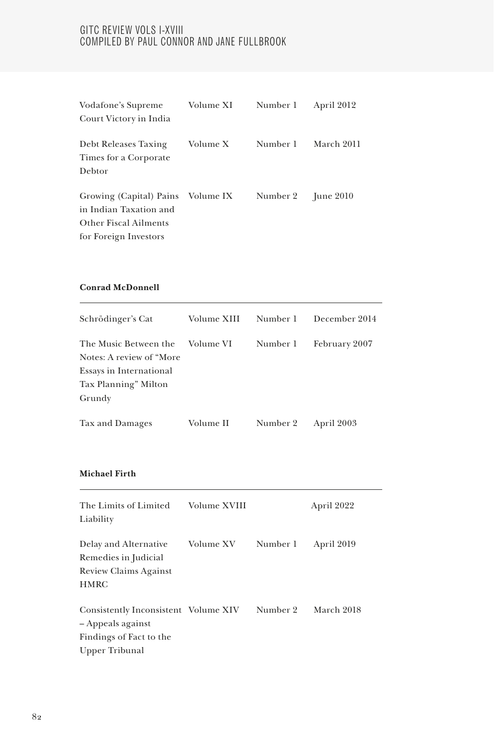| | | | |
|---|---|---|---|
| Vodafone's Supreme Court Victory in India | Volume XI | Number 1 | April 2012 |
| Debt Releases Taxing Times for a Corporate Debtor | Volume X | Number 1 | March 2011 |
| Growing (Capital) Pains in Indian Taxation and Other Fiscal Ailments for Foreign Investors | Volume IX | Number 2 | June 2010 |

**Conrad McDonnell**

| | | | |
|---|---|---|---|
| Schrödinger's Cat | Volume XIII | Number 1 | December 2014 |
| The Music Between the Notes: A review of "More Essays in International Tax Planning" Milton Grundy | Volume VI | Number 1 | February 2007 |
| Tax and Damages | Volume II | Number 2 | April 2003 |

**Michael Firth**

| | | | |
|---|---|---|---|
| The Limits of Limited Liability | Volume XVIII | | April 2022 |
| Delay and Alternative Remedies in Judicial Review Claims Against HMRC | Volume XV | Number 1 | April 2019 |
| Consistently Inconsistent – Appeals against Findings of Fact to the Upper Tribunal | Volume XIV | Number 2 | March 2018 |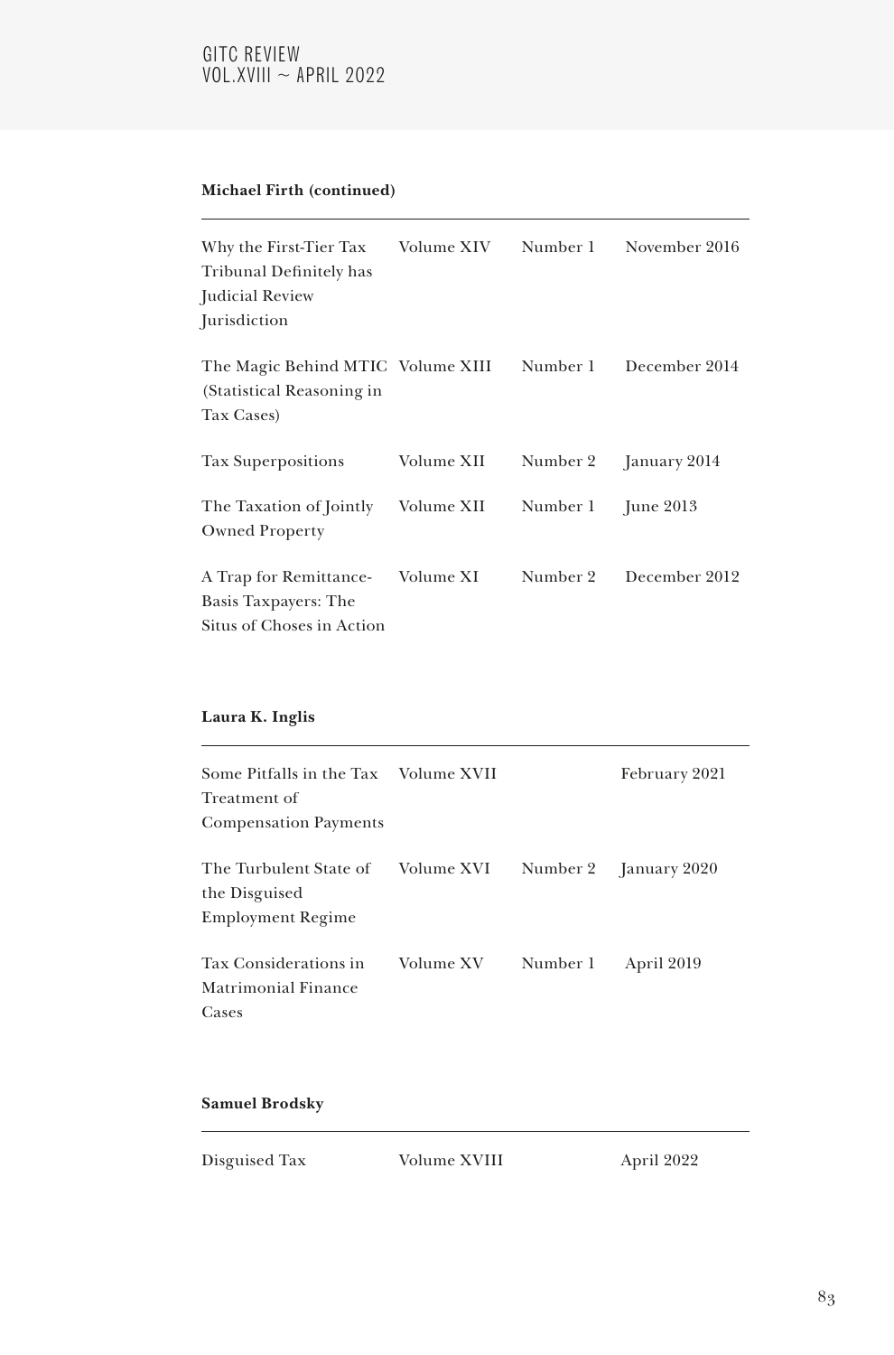**Michael Firth (continued)**

| | | | |
|---|---|---|---|
| Why the First-Tier Tax Tribunal Definitely has Judicial Review Jurisdiction | Volume XIV | Number 1 | November 2016 |
| The Magic Behind MTIC (Statistical Reasoning in Tax Cases) | Volume XIII | Number 1 | December 2014 |
| Tax Superpositions | Volume XII | Number 2 | January 2014 |
| The Taxation of Jointly Owned Property | Volume XII | Number 1 | June 2013 |
| A Trap for Remittance-Basis Taxpayers: The Situs of Choses in Action | Volume XI | Number 2 | December 2012 |

**Laura K. Inglis**

| | | | |
|---|---|---|---|
| Some Pitfalls in the Tax Treatment of Compensation Payments | Volume XVII | | February 2021 |
| The Turbulent State of the Disguised Employment Regime | Volume XVI | Number 2 | January 2020 |
| Tax Considerations in Matrimonial Finance Cases | Volume XV | Number 1 | April 2019 |

**Samuel Brodsky**

| | | | |
|---|---|---|---|
| Disguised Tax | Volume XVIII | | April 2022 |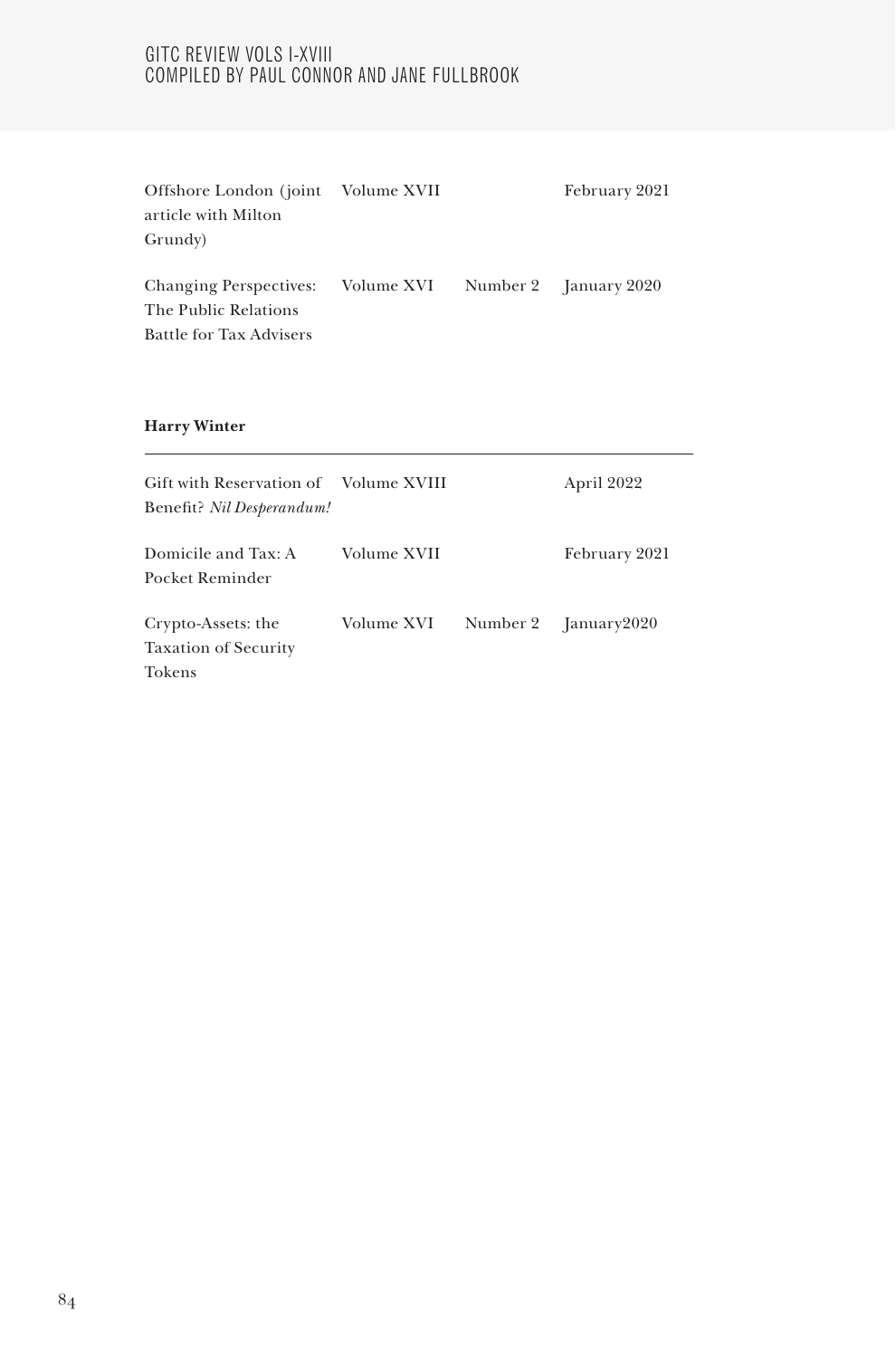| | | | |
|---|---|---|---|
| Offshore London (joint article with Milton Grundy) | Volume XVII | | February 2021 |
| Changing Perspectives: The Public Relations Battle for Tax Advisers | Volume XVI | Number 2 | January 2020 |

**Harry Winter**

| | | | |
|---|---|---|---|
| Gift with Reservation of Benefit? *Nil Desperandum!* | Volume XVIII | | April 2022 |
| Domicile and Tax: A Pocket Reminder | Volume XVII | | February 2021 |
| Crypto-Assets: the Taxation of Security Tokens | Volume XVI | Number 2 | January2020 |